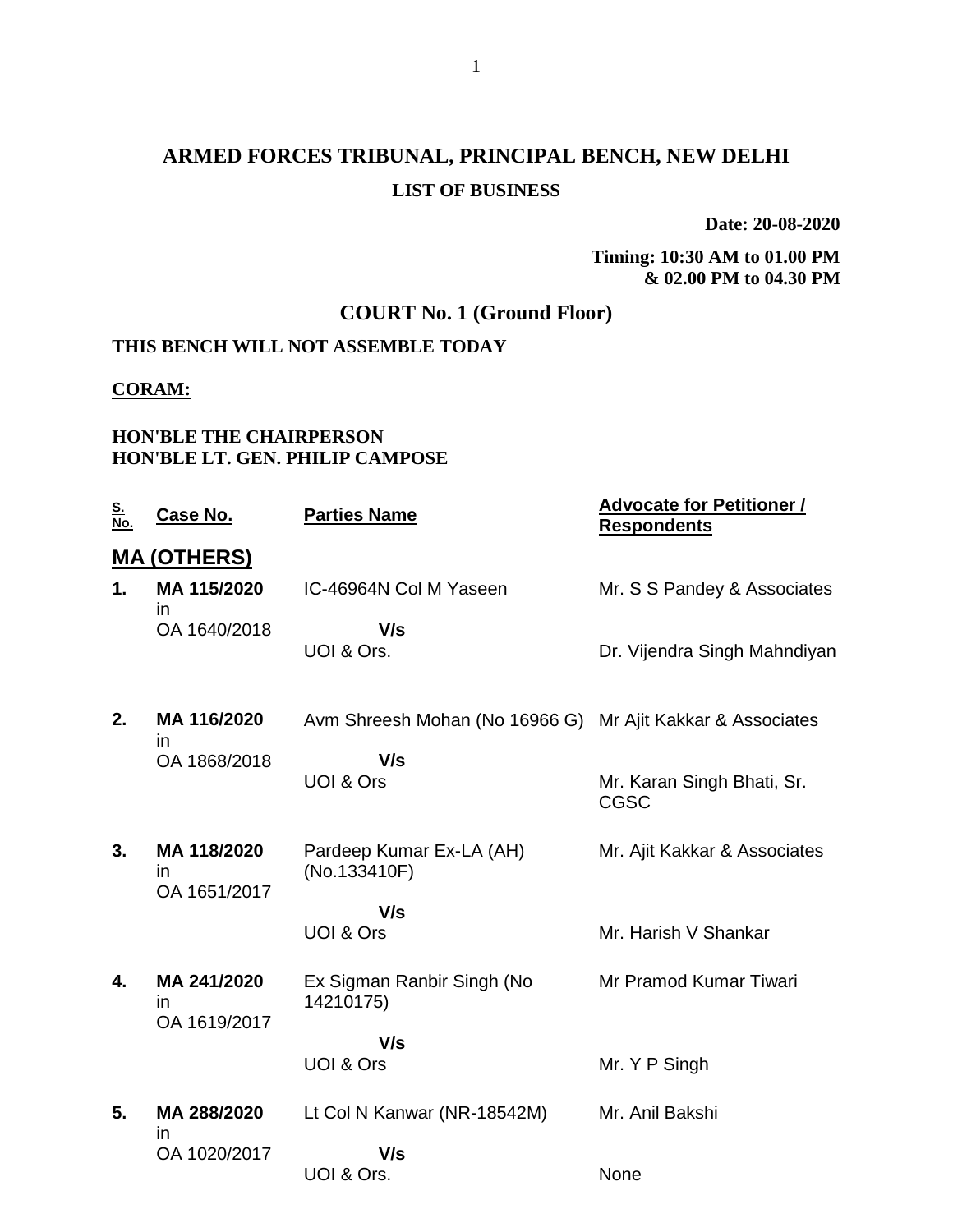# ARMED FORCES TRIBUNAL, PRINCIPAL BENCH, NEW DELHI

## LIST OF BUSINESS

**Date: 20-08-2020**

**Timing: 10:30 AM to 01.00 PM & 02.00 PM to 04.30 PM**

## COURT No. 1 (Ground Floor)

**THIS BENCH WILL NOT ASSEMBLE TODAY**

**CORAM:**

**HON'BLE THE CHAIRPERSON**
**HON'BLE LT. GEN. PHILIP CAMPOSE**

| S. No. | Case No. | Parties Name | Advocate for Petitioner / Respondents |
|---|---|---|---|
| **MA (OTHERS)** | | | |
| **1.** | **MA 115/2020** in OA 1640/2018 | IC-46964N Col M Yaseen **V/s** UOI & Ors. | Mr. S S Pandey & Associates<br>Dr. Vijendra Singh Mahndiyan |
| **2.** | **MA 116/2020** in OA 1868/2018 | Avm Shreesh Mohan (No 16966 G) **V/s** UOI & Ors | Mr Ajit Kakkar & Associates<br>Mr. Karan Singh Bhati, Sr. CGSC |
| **3.** | **MA 118/2020** in OA 1651/2017 | Pardeep Kumar Ex-LA (AH) (No.133410F) **V/s** UOI & Ors | Mr. Ajit Kakkar & Associates<br>Mr. Harish V Shankar |
| **4.** | **MA 241/2020** in OA 1619/2017 | Ex Sigman Ranbir Singh (No 14210175) **V/s** UOI & Ors | Mr Pramod Kumar Tiwari<br>Mr. Y P Singh |
| **5.** | **MA 288/2020** in OA 1020/2017 | Lt Col N Kanwar (NR-18542M) **V/s** UOI & Ors. | Mr. Anil Bakshi<br>None |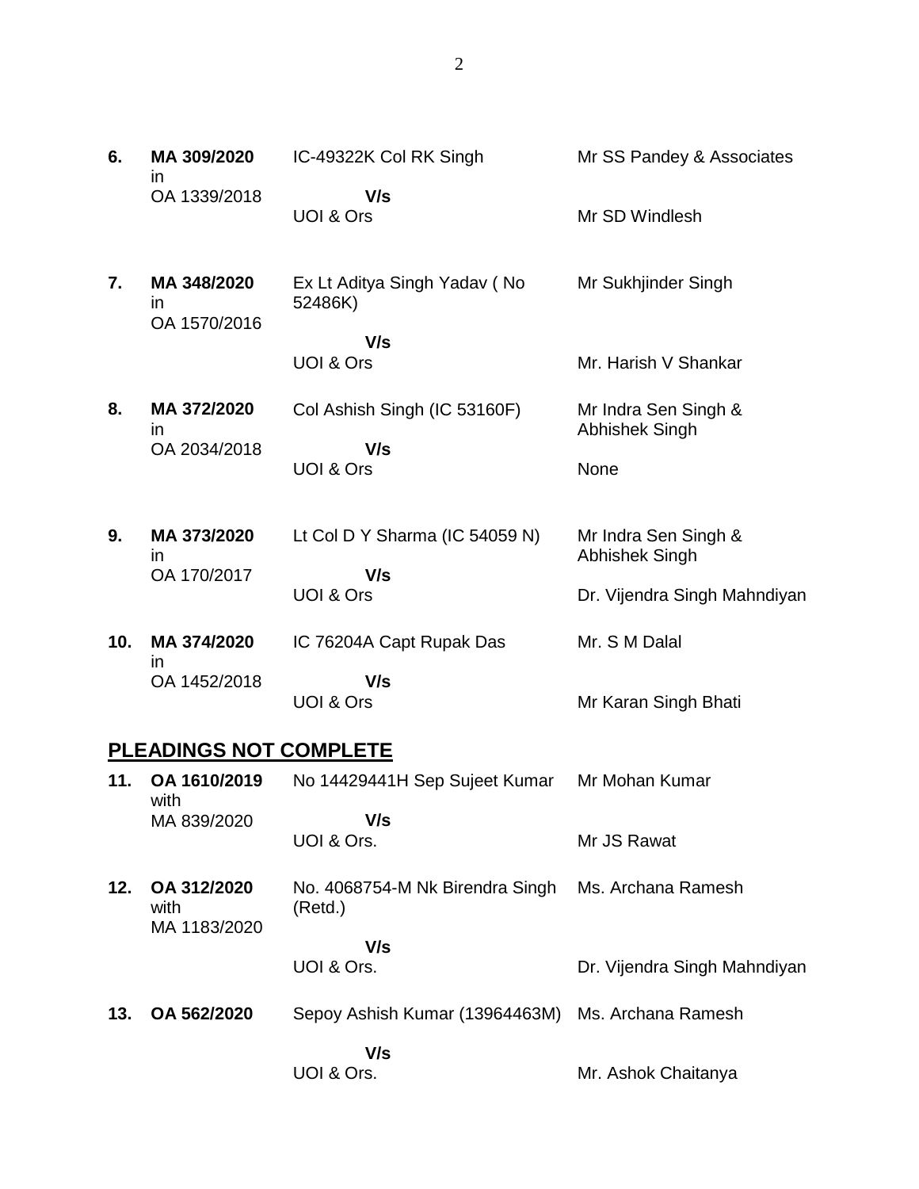| | | | |
|---|---|---|---|
| **6.** | **MA 309/2020** in OA 1339/2018 | IC-49322K Col RK Singh **V/s** UOI & Ors | Mr SS Pandey & Associates<br><br>Mr SD Windlesh |
| **7.** | **MA 348/2020** in OA 1570/2016 | Ex Lt Aditya Singh Yadav ( No 52486K) **V/s** UOI & Ors | Mr Sukhjinder Singh<br><br>Mr. Harish V Shankar |
| **8.** | **MA 372/2020** in OA 2034/2018 | Col Ashish Singh (IC 53160F) **V/s** UOI & Ors | Mr Indra Sen Singh & Abhishek Singh<br><br>None |
| **9.** | **MA 373/2020** in OA 170/2017 | Lt Col D Y Sharma (IC 54059 N) **V/s** UOI & Ors | Mr Indra Sen Singh & Abhishek Singh<br><br>Dr. Vijendra Singh Mahndiyan |
| **10.** | **MA 374/2020** in OA 1452/2018 | IC 76204A Capt Rupak Das **V/s** UOI & Ors | Mr. S M Dalal<br><br>Mr Karan Singh Bhati |

## PLEADINGS NOT COMPLETE

| | | | |
|---|---|---|---|
| **11.** | **OA 1610/2019** with MA 839/2020 | No 14429441H Sep Sujeet Kumar **V/s** UOI & Ors. | Mr Mohan Kumar<br><br>Mr JS Rawat |
| **12.** | **OA 312/2020** with MA 1183/2020 | No. 4068754-M Nk Birendra Singh (Retd.) **V/s** UOI & Ors. | Ms. Archana Ramesh<br><br>Dr. Vijendra Singh Mahndiyan |
| **13.** | **OA 562/2020** | Sepoy Ashish Kumar (13964463M) **V/s** UOI & Ors. | Ms. Archana Ramesh<br><br>Mr. Ashok Chaitanya |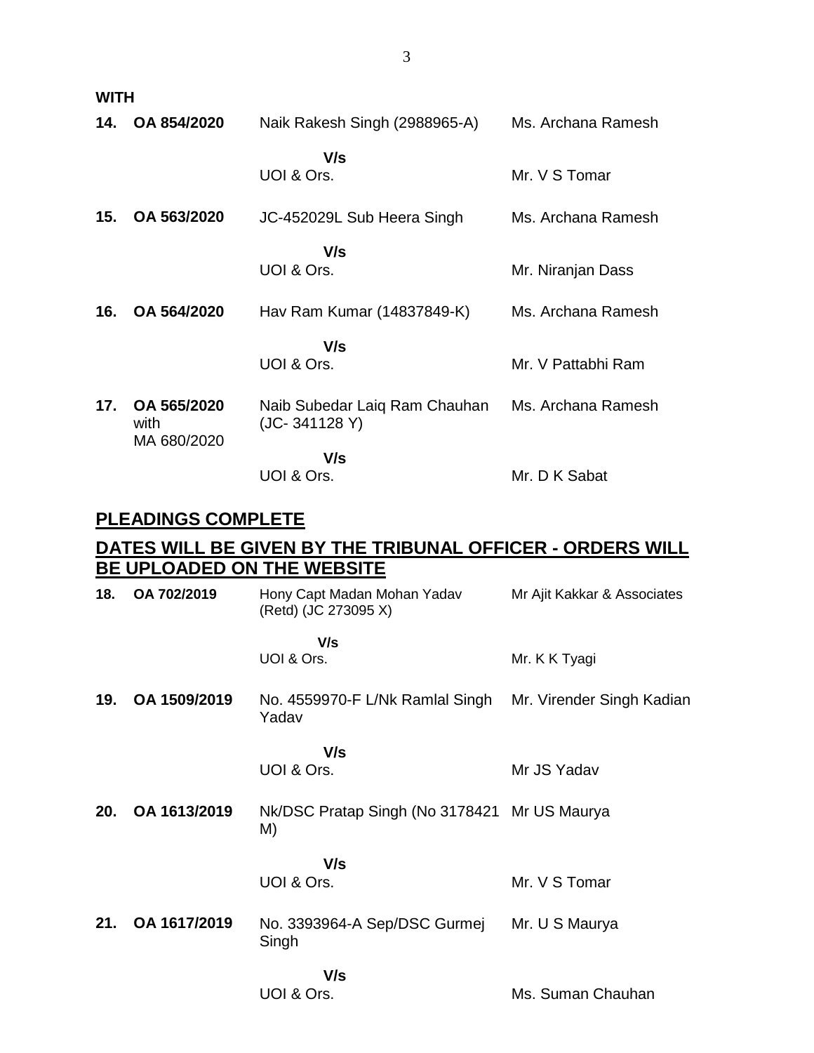**WITH**

| | | | |
|---|---|---|---|
| **14.** | **OA 854/2020** | Naik Rakesh Singh (2988965-A) | Ms. Archana Ramesh |
| | | **V/s** | |
| | | UOI & Ors. | Mr. V S Tomar |
| **15.** | **OA 563/2020** | JC-452029L Sub Heera Singh | Ms. Archana Ramesh |
| | | **V/s** | |
| | | UOI & Ors. | Mr. Niranjan Dass |
| **16.** | **OA 564/2020** | Hav Ram Kumar (14837849-K) | Ms. Archana Ramesh |
| | | **V/s** | |
| | | UOI & Ors. | Mr. V Pattabhi Ram |
| **17.** | **OA 565/2020** with MA 680/2020 | Naib Subedar Laiq Ram Chauhan (JC- 341128 Y) | Ms. Archana Ramesh |
| | | **V/s** | |
| | | UOI & Ors. | Mr. D K Sabat |

## PLEADINGS COMPLETE

## DATES WILL BE GIVEN BY THE TRIBUNAL OFFICER - ORDERS WILL BE UPLOADED ON THE WEBSITE

| | | | |
|---|---|---|---|
| **18.** | **OA 702/2019** | Hony Capt Madan Mohan Yadav (Retd) (JC 273095 X) | Mr Ajit Kakkar & Associates |
| | | **V/s** | |
| | | UOI & Ors. | Mr. K K Tyagi |
| **19.** | **OA 1509/2019** | No. 4559970-F L/Nk Ramlal Singh Yadav | Mr. Virender Singh Kadian |
| | | **V/s** | |
| | | UOI & Ors. | Mr JS Yadav |
| **20.** | **OA 1613/2019** | Nk/DSC Pratap Singh (No 3178421 M) | Mr US Maurya |
| | | **V/s** | |
| | | UOI & Ors. | Mr. V S Tomar |
| **21.** | **OA 1617/2019** | No. 3393964-A Sep/DSC Gurmej Singh | Mr. U S Maurya |
| | | **V/s** | |
| | | UOI & Ors. | Ms. Suman Chauhan |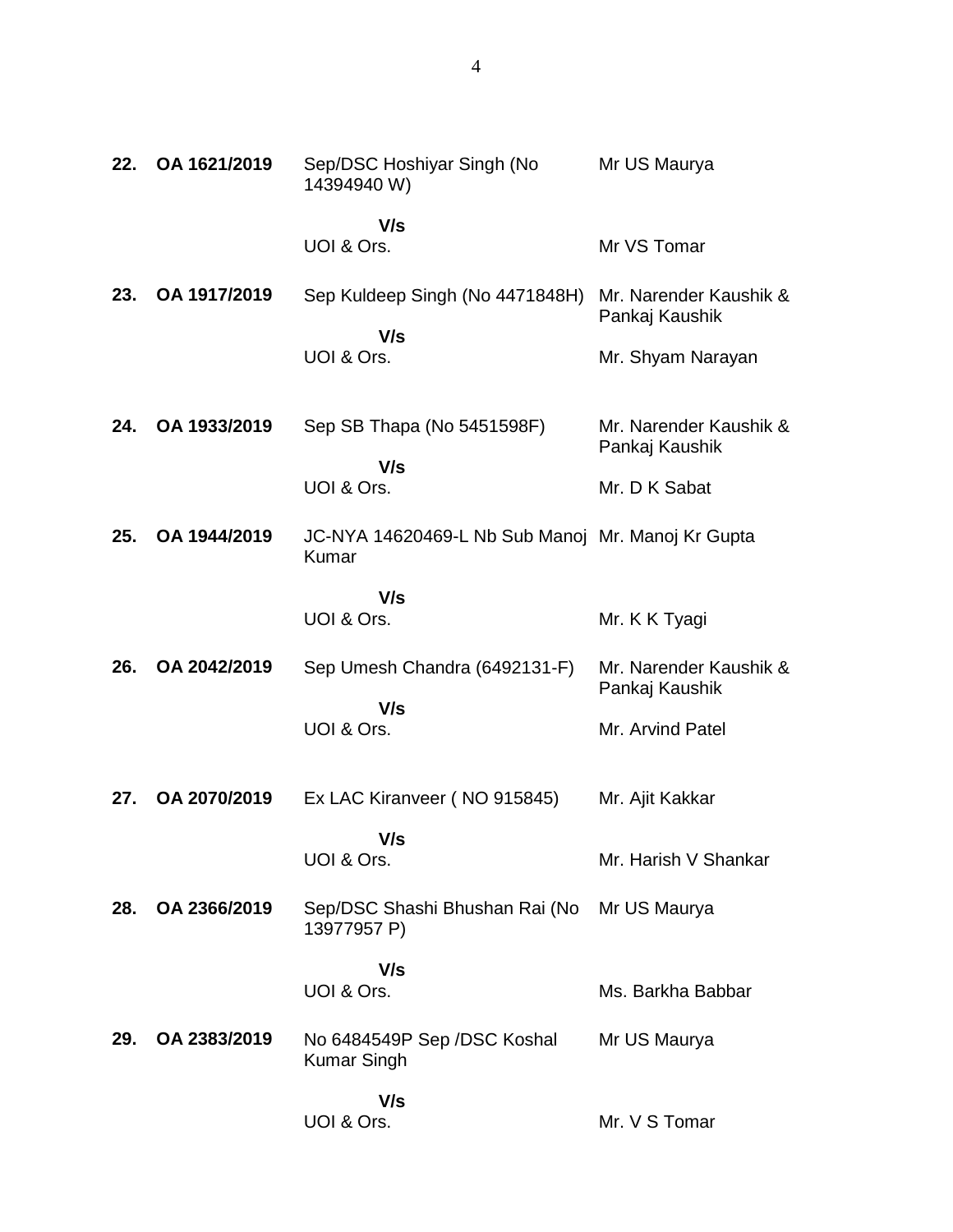| | | | |
|---|---|---|---|
| **22.** | **OA 1621/2019** | Sep/DSC Hoshiyar Singh (No 14394940 W)<br><br>**V/s**<br>UOI & Ors. | Mr US Maurya<br><br><br>Mr VS Tomar |
| **23.** | **OA 1917/2019** | Sep Kuldeep Singh (No 4471848H)<br><br>**V/s**<br>UOI & Ors. | Mr. Narender Kaushik & Pankaj Kaushik<br><br>Mr. Shyam Narayan |
| **24.** | **OA 1933/2019** | Sep SB Thapa (No 5451598F)<br><br>**V/s**<br>UOI & Ors. | Mr. Narender Kaushik & Pankaj Kaushik<br><br>Mr. D K Sabat |
| **25.** | **OA 1944/2019** | JC-NYA 14620469-L Nb Sub Manoj Kumar<br><br>**V/s**<br>UOI & Ors. | Mr. Manoj Kr Gupta<br><br><br>Mr. K K Tyagi |
| **26.** | **OA 2042/2019** | Sep Umesh Chandra (6492131-F)<br><br>**V/s**<br>UOI & Ors. | Mr. Narender Kaushik & Pankaj Kaushik<br><br>Mr. Arvind Patel |
| **27.** | **OA 2070/2019** | Ex LAC Kiranveer ( NO 915845)<br><br>**V/s**<br>UOI & Ors. | Mr. Ajit Kakkar<br><br><br>Mr. Harish V Shankar |
| **28.** | **OA 2366/2019** | Sep/DSC Shashi Bhushan Rai (No 13977957 P)<br><br>**V/s**<br>UOI & Ors. | Mr US Maurya<br><br><br>Ms. Barkha Babbar |
| **29.** | **OA 2383/2019** | No 6484549P Sep /DSC Koshal Kumar Singh<br><br>**V/s**<br>UOI & Ors. | Mr US Maurya<br><br><br>Mr. V S Tomar |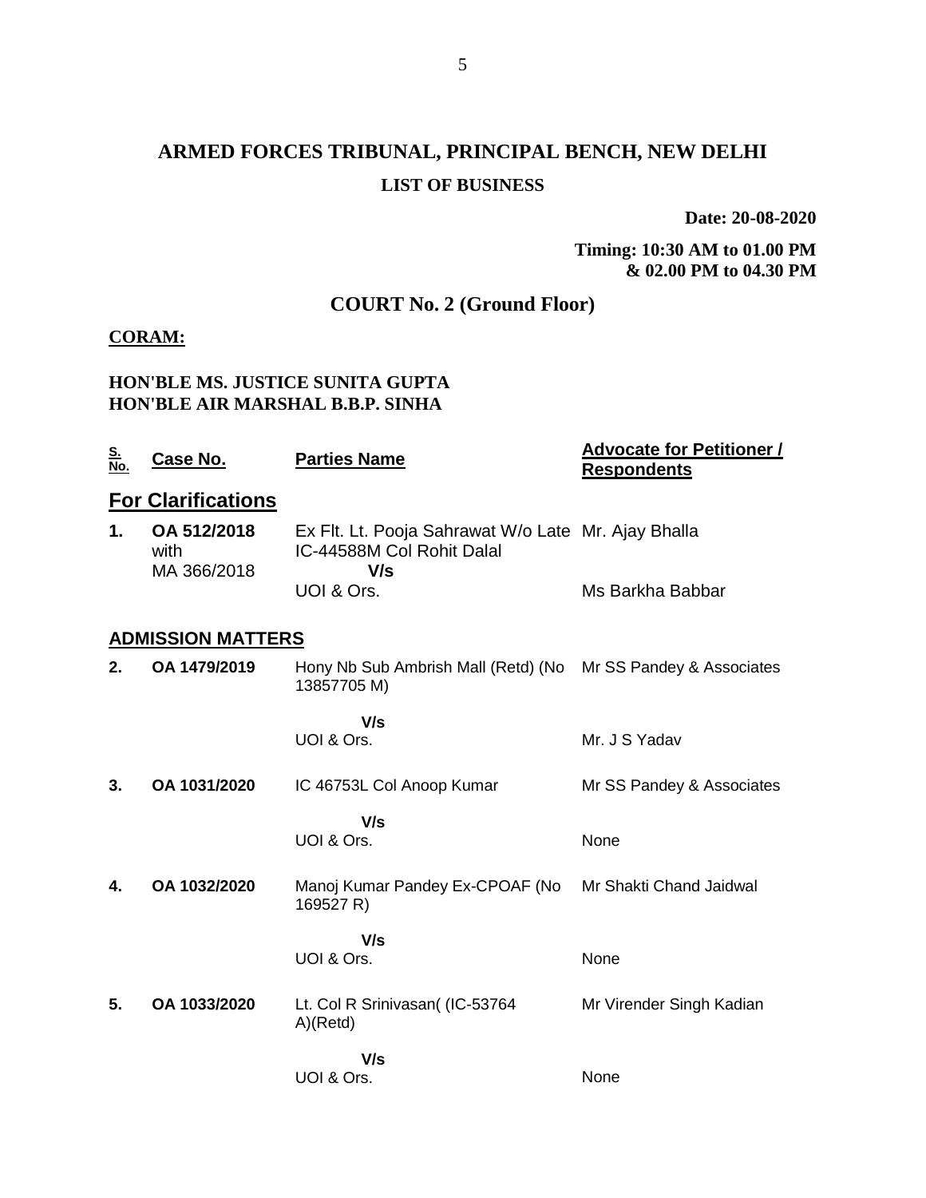# ARMED FORCES TRIBUNAL, PRINCIPAL BENCH, NEW DELHI

## LIST OF BUSINESS

**Date: 20-08-2020**

**Timing: 10:30 AM to 01.00 PM & 02.00 PM to 04.30 PM**

## COURT No. 2 (Ground Floor)

**CORAM:**

**HON'BLE MS. JUSTICE SUNITA GUPTA**
**HON'BLE AIR MARSHAL B.B.P. SINHA**

| S. No. | Case No. | Parties Name | Advocate for Petitioner / Respondents |
|---|---|---|---|
| | **For Clarifications** | | |
| 1. | OA 512/2018 with MA 366/2018 | Ex Flt. Lt. Pooja Sahrawat W/o Late IC-44588M Col Rohit Dalal | Mr. Ajay Bhalla |
| | | V/s | |
| | | UOI & Ors. | Ms Barkha Babbar |
| | **ADMISSION MATTERS** | | |
| 2. | OA 1479/2019 | Hony Nb Sub Ambrish Mall (Retd) (No 13857705 M) | Mr SS Pandey & Associates |
| | | V/s | |
| | | UOI & Ors. | Mr. J S Yadav |
| 3. | OA 1031/2020 | IC 46753L Col Anoop Kumar | Mr SS Pandey & Associates |
| | | V/s | |
| | | UOI & Ors. | None |
| 4. | OA 1032/2020 | Manoj Kumar Pandey Ex-CPOAF (No 169527 R) | Mr Shakti Chand Jaidwal |
| | | V/s | |
| | | UOI & Ors. | None |
| 5. | OA 1033/2020 | Lt. Col R Srinivasan( (IC-53764 A)(Retd) | Mr Virender Singh Kadian |
| | | V/s | |
| | | UOI & Ors. | None |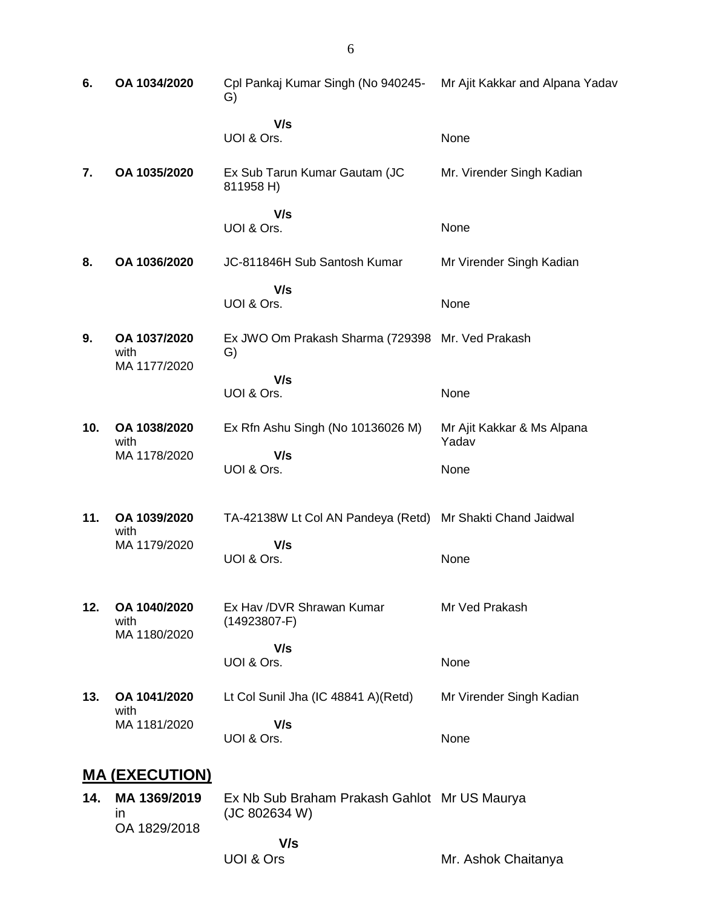| | | | |
|---|---|---|---|
| **6.** | **OA 1034/2020** | Cpl Pankaj Kumar Singh (No 940245-G) | Mr Ajit Kakkar and Alpana Yadav |
| | | **V/s** | |
| | | UOI & Ors. | None |
| **7.** | **OA 1035/2020** | Ex Sub Tarun Kumar Gautam (JC 811958 H) | Mr. Virender Singh Kadian |
| | | **V/s** | |
| | | UOI & Ors. | None |
| **8.** | **OA 1036/2020** | JC-811846H Sub Santosh Kumar | Mr Virender Singh Kadian |
| | | **V/s** | |
| | | UOI & Ors. | None |
| **9.** | **OA 1037/2020** with MA 1177/2020 | Ex JWO Om Prakash Sharma (729398 G) | Mr. Ved Prakash |
| | | **V/s** | |
| | | UOI & Ors. | None |
| **10.** | **OA 1038/2020** with MA 1178/2020 | Ex Rfn Ashu Singh (No 10136026 M) | Mr Ajit Kakkar & Ms Alpana Yadav |
| | | **V/s** | |
| | | UOI & Ors. | None |
| **11.** | **OA 1039/2020** with MA 1179/2020 | TA-42138W Lt Col AN Pandeya (Retd) | Mr Shakti Chand Jaidwal |
| | | **V/s** | |
| | | UOI & Ors. | None |
| **12.** | **OA 1040/2020** with MA 1180/2020 | Ex Hav /DVR Shrawan Kumar (14923807-F) | Mr Ved Prakash |
| | | **V/s** | |
| | | UOI & Ors. | None |
| **13.** | **OA 1041/2020** with MA 1181/2020 | Lt Col Sunil Jha (IC 48841 A)(Retd) | Mr Virender Singh Kadian |
| | | **V/s** | |
| | | UOI & Ors. | None |

## **MA (EXECUTION)**

| | | | |
|---|---|---|---|
| **14.** | **MA 1369/2019** in OA 1829/2018 | Ex Nb Sub Braham Prakash Gahlot (JC 802634 W) | Mr US Maurya |
| | | **V/s** | |
| | | UOI & Ors | Mr. Ashok Chaitanya |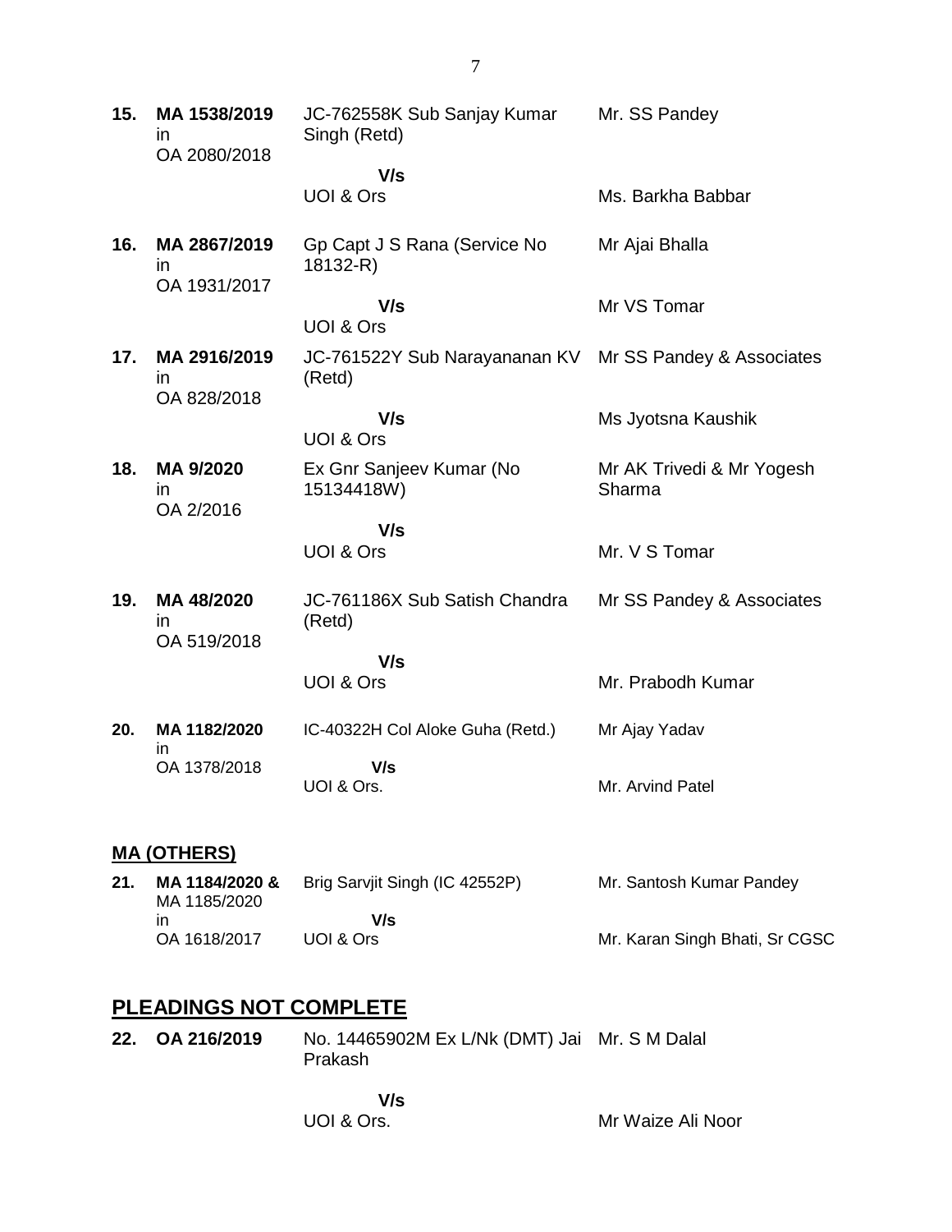| | | | |
|---|---|---|---|
| **15.** | **MA 1538/2019** in OA 2080/2018 | JC-762558K Sub Sanjay Kumar Singh (Retd) | Mr. SS Pandey |
| | | **V/s** UOI & Ors | Ms. Barkha Babbar |
| **16.** | **MA 2867/2019** in OA 1931/2017 | Gp Capt J S Rana (Service No 18132-R) | Mr Ajai Bhalla |
| | | **V/s** UOI & Ors | Mr VS Tomar |
| **17.** | **MA 2916/2019** in OA 828/2018 | JC-761522Y Sub Narayananan KV (Retd) | Mr SS Pandey & Associates |
| | | **V/s** UOI & Ors | Ms Jyotsna Kaushik |
| **18.** | **MA 9/2020** in OA 2/2016 | Ex Gnr Sanjeev Kumar (No 15134418W) | Mr AK Trivedi & Mr Yogesh Sharma |
| | | **V/s** UOI & Ors | Mr. V S Tomar |
| **19.** | **MA 48/2020** in OA 519/2018 | JC-761186X Sub Satish Chandra (Retd) | Mr SS Pandey & Associates |
| | | **V/s** UOI & Ors | Mr. Prabodh Kumar |
| **20.** | **MA 1182/2020** in OA 1378/2018 | IC-40322H Col Aloke Guha (Retd.) | Mr Ajay Yadav |
| | | **V/s** UOI & Ors. | Mr. Arvind Patel |

## MA (OTHERS)

| | | | |
|---|---|---|---|
| **21.** | **MA 1184/2020 &** MA 1185/2020 in OA 1618/2017 | Brig Sarvjit Singh (IC 42552P) | Mr. Santosh Kumar Pandey |
| | | **V/s** UOI & Ors | Mr. Karan Singh Bhati, Sr CGSC |

## PLEADINGS NOT COMPLETE

| | | | |
|---|---|---|---|
| **22.** | **OA 216/2019** | No. 14465902M Ex L/Nk (DMT) Jai Prakash | Mr. S M Dalal |
| | | **V/s** UOI & Ors. | Mr Waize Ali Noor |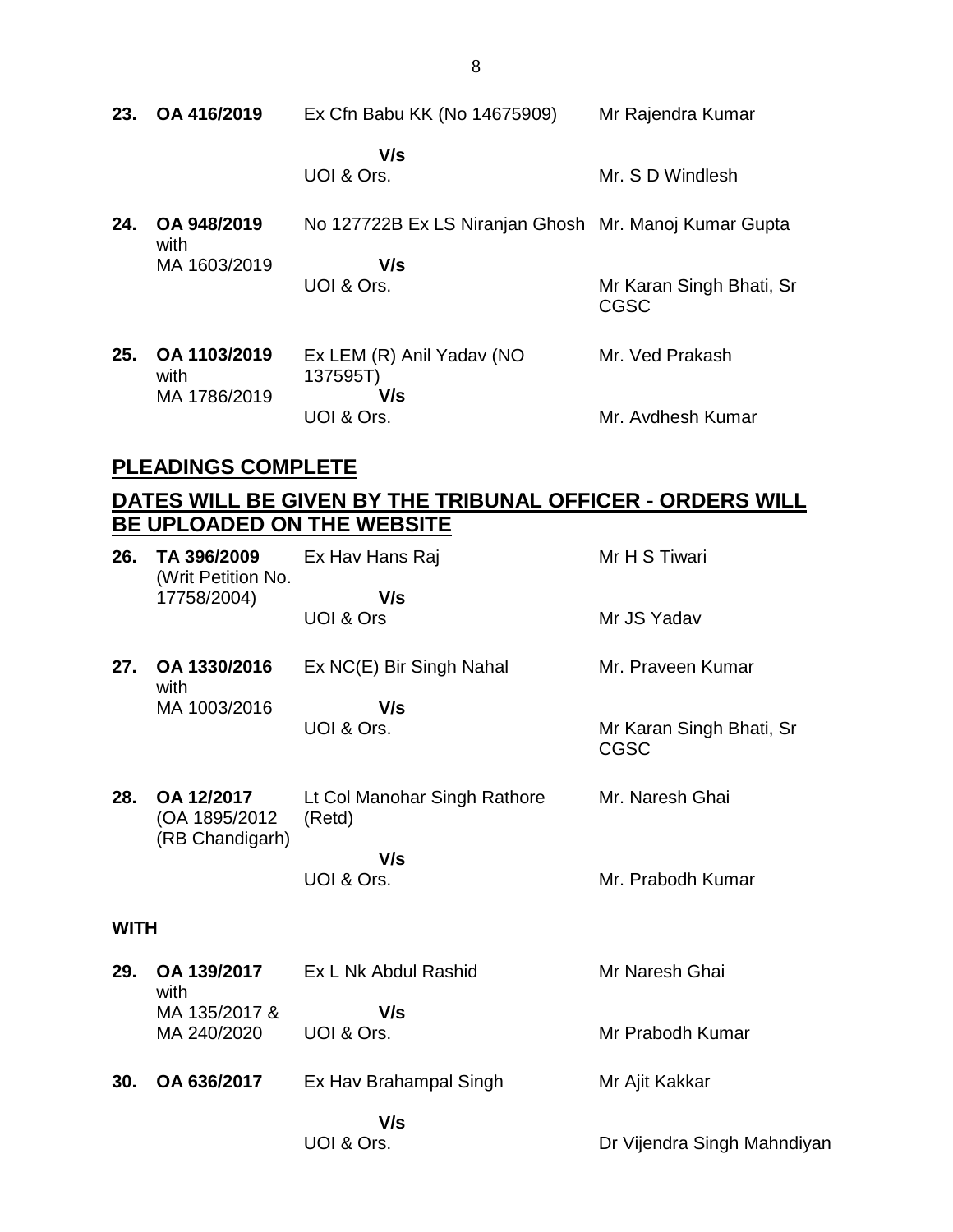| | | | |
|---|---|---|---|
| **23.** | **OA 416/2019** | Ex Cfn Babu KK (No 14675909) | Mr Rajendra Kumar |
| | | **V/s** | |
| | | UOI & Ors. | Mr. S D Windlesh |
| **24.** | **OA 948/2019** with MA 1603/2019 | No 127722B Ex LS Niranjan Ghosh | Mr. Manoj Kumar Gupta |
| | | **V/s** | |
| | | UOI & Ors. | Mr Karan Singh Bhati, Sr CGSC |
| **25.** | **OA 1103/2019** with MA 1786/2019 | Ex LEM (R) Anil Yadav (NO 137595T) | Mr. Ved Prakash |
| | | **V/s** | |
| | | UOI & Ors. | Mr. Avdhesh Kumar |

## PLEADINGS COMPLETE

## DATES WILL BE GIVEN BY THE TRIBUNAL OFFICER - ORDERS WILL BE UPLOADED ON THE WEBSITE

| | | | |
|---|---|---|---|
| **26.** | **TA 396/2009** (Writ Petition No. 17758/2004) | Ex Hav Hans Raj | Mr H S Tiwari |
| | | **V/s** | |
| | | UOI & Ors | Mr JS Yadav |
| **27.** | **OA 1330/2016** with MA 1003/2016 | Ex NC(E) Bir Singh Nahal | Mr. Praveen Kumar |
| | | **V/s** | |
| | | UOI & Ors. | Mr Karan Singh Bhati, Sr CGSC |
| **28.** | **OA 12/2017** (OA 1895/2012 (RB Chandigarh) | Lt Col Manohar Singh Rathore (Retd) | Mr. Naresh Ghai |
| | | **V/s** | |
| | | UOI & Ors. | Mr. Prabodh Kumar |

**WITH**

| | | | |
|---|---|---|---|
| **29.** | **OA 139/2017** with MA 135/2017 & MA 240/2020 | Ex L Nk Abdul Rashid | Mr Naresh Ghai |
| | | **V/s** | |
| | | UOI & Ors. | Mr Prabodh Kumar |
| **30.** | **OA 636/2017** | Ex Hav Brahampal Singh | Mr Ajit Kakkar |
| | | **V/s** | |
| | | UOI & Ors. | Dr Vijendra Singh Mahndiyan |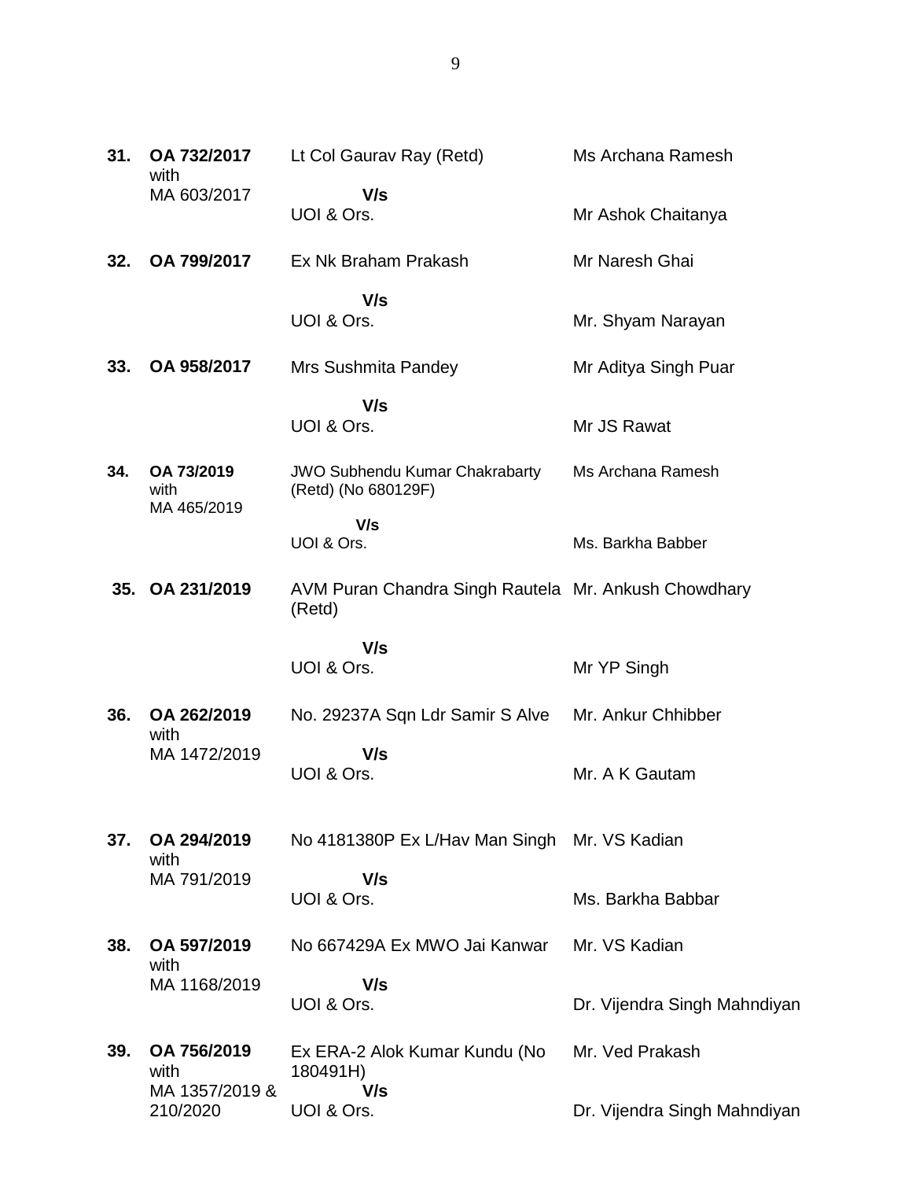| | | | |
|---|---|---|---|
| **31.** | **OA 732/2017** with MA 603/2017 | Lt Col Gaurav Ray (Retd) **V/s** UOI & Ors. | Ms Archana Ramesh<br><br>Mr Ashok Chaitanya |
| **32.** | **OA 799/2017** | Ex Nk Braham Prakash **V/s** UOI & Ors. | Mr Naresh Ghai<br><br>Mr. Shyam Narayan |
| **33.** | **OA 958/2017** | Mrs Sushmita Pandey **V/s** UOI & Ors. | Mr Aditya Singh Puar<br><br>Mr JS Rawat |
| **34.** | **OA 73/2019** with MA 465/2019 | JWO Subhendu Kumar Chakrabarty (Retd) (No 680129F) **V/s** UOI & Ors. | Ms Archana Ramesh<br><br>Ms. Barkha Babber |
| **35.** | **OA 231/2019** | AVM Puran Chandra Singh Rautela (Retd) **V/s** UOI & Ors. | Mr. Ankush Chowdhary<br><br>Mr YP Singh |
| **36.** | **OA 262/2019** with MA 1472/2019 | No. 29237A Sqn Ldr Samir S Alve **V/s** UOI & Ors. | Mr. Ankur Chhibber<br><br>Mr. A K Gautam |
| **37.** | **OA 294/2019** with MA 791/2019 | No 4181380P Ex L/Hav Man Singh **V/s** UOI & Ors. | Mr. VS Kadian<br><br>Ms. Barkha Babbar |
| **38.** | **OA 597/2019** with MA 1168/2019 | No 667429A Ex MWO Jai Kanwar **V/s** UOI & Ors. | Mr. VS Kadian<br><br>Dr. Vijendra Singh Mahndiyan |
| **39.** | **OA 756/2019** with MA 1357/2019 & 210/2020 | Ex ERA-2 Alok Kumar Kundu (No 180491H) **V/s** UOI & Ors. | Mr. Ved Prakash<br><br>Dr. Vijendra Singh Mahndiyan |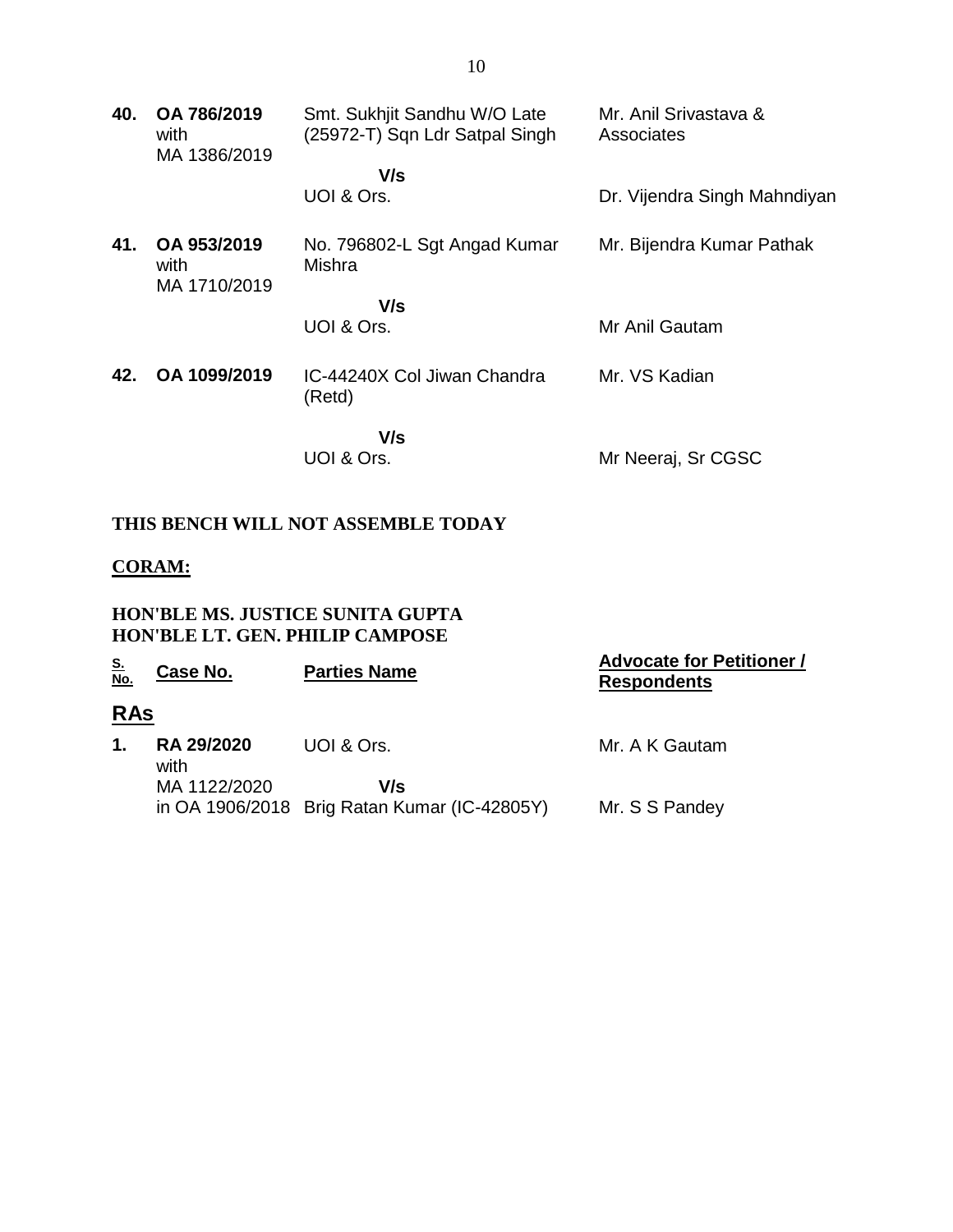| | | | |
|---|---|---|---|
| **40.** | **OA 786/2019** with MA 1386/2019 | Smt. Sukhjit Sandhu W/O Late (25972-T) Sqn Ldr Satpal Singh | Mr. Anil Srivastava & Associates |
| | | **V/s** UOI & Ors. | Dr. Vijendra Singh Mahndiyan |
| **41.** | **OA 953/2019** with MA 1710/2019 | No. 796802-L Sgt Angad Kumar Mishra | Mr. Bijendra Kumar Pathak |
| | | **V/s** UOI & Ors. | Mr Anil Gautam |
| **42.** | **OA 1099/2019** | IC-44240X Col Jiwan Chandra (Retd) | Mr. VS Kadian |
| | | **V/s** UOI & Ors. | Mr Neeraj, Sr CGSC |

**THIS BENCH WILL NOT ASSEMBLE TODAY**

**CORAM:**

**HON'BLE MS. JUSTICE SUNITA GUPTA**
**HON'BLE LT. GEN. PHILIP CAMPOSE**

| S. No. | Case No. | Parties Name | Advocate for Petitioner / Respondents |
|---|---|---|---|
| **RAs** | | | |
| **1.** | **RA 29/2020** with MA 1122/2020 in OA 1906/2018 | UOI & Ors. | Mr. A K Gautam |
| | | **V/s** Brig Ratan Kumar (IC-42805Y) | Mr. S S Pandey |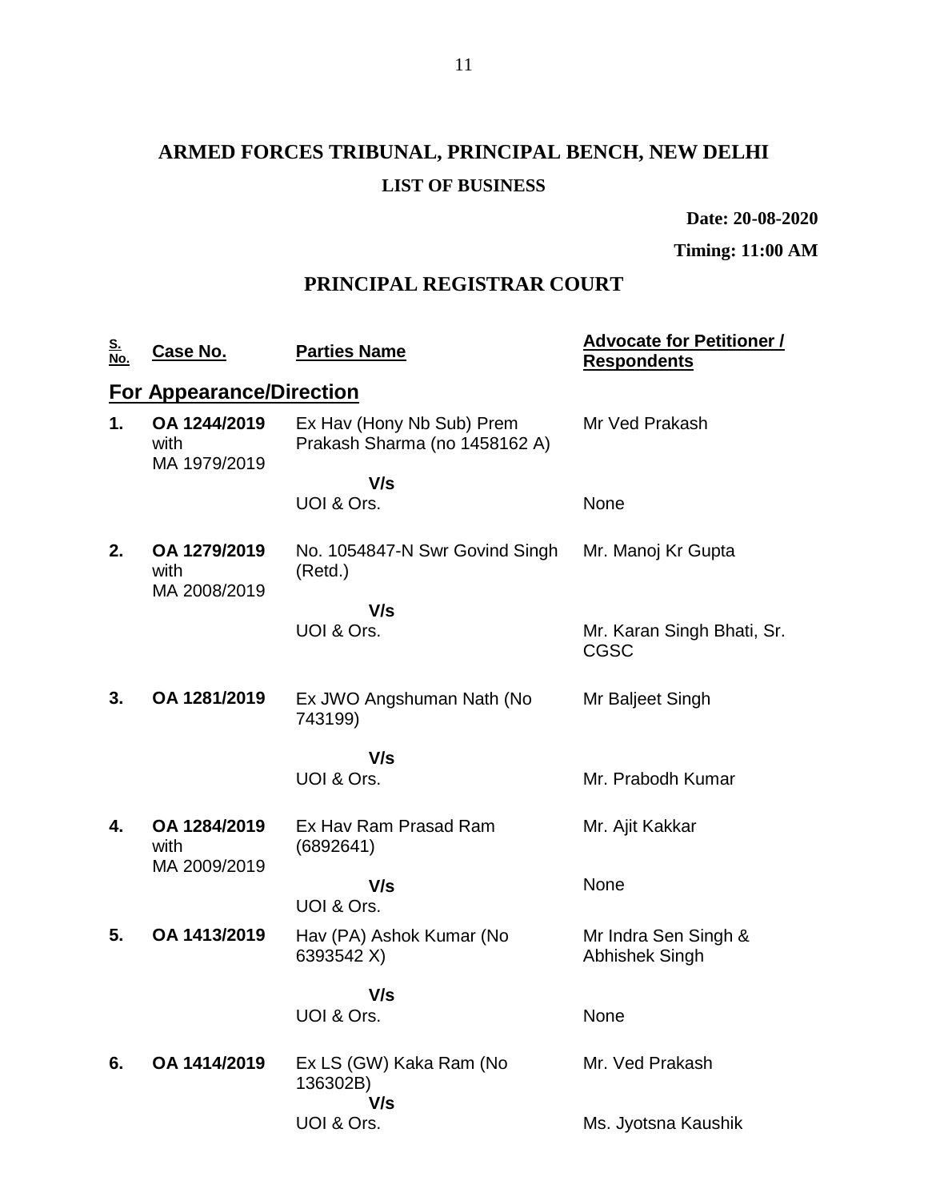# ARMED FORCES TRIBUNAL, PRINCIPAL BENCH, NEW DELHI

## LIST OF BUSINESS

**Date: 20-08-2020**

**Timing: 11:00 AM**

## PRINCIPAL REGISTRAR COURT

| S. No. | Case No. | Parties Name | Advocate for Petitioner / Respondents |
|---|---|---|---|
| **For Appearance/Direction** | | | |
| **1.** | **OA 1244/2019** with MA 1979/2019 | Ex Hav (Hony Nb Sub) Prem Prakash Sharma (no 1458162 A) | Mr Ved Prakash |
| | | **V/s** UOI & Ors. | None |
| **2.** | **OA 1279/2019** with MA 2008/2019 | No. 1054847-N Swr Govind Singh (Retd.) | Mr. Manoj Kr Gupta |
| | | **V/s** UOI & Ors. | Mr. Karan Singh Bhati, Sr. CGSC |
| **3.** | **OA 1281/2019** | Ex JWO Angshuman Nath (No 743199) | Mr Baljeet Singh |
| | | **V/s** UOI & Ors. | Mr. Prabodh Kumar |
| **4.** | **OA 1284/2019** with MA 2009/2019 | Ex Hav Ram Prasad Ram (6892641) | Mr. Ajit Kakkar |
| | | **V/s** UOI & Ors. | None |
| **5.** | **OA 1413/2019** | Hav (PA) Ashok Kumar (No 6393542 X) | Mr Indra Sen Singh & Abhishek Singh |
| | | **V/s** UOI & Ors. | None |
| **6.** | **OA 1414/2019** | Ex LS (GW) Kaka Ram (No 136302B) | Mr. Ved Prakash |
| | | **V/s** UOI & Ors. | Ms. Jyotsna Kaushik |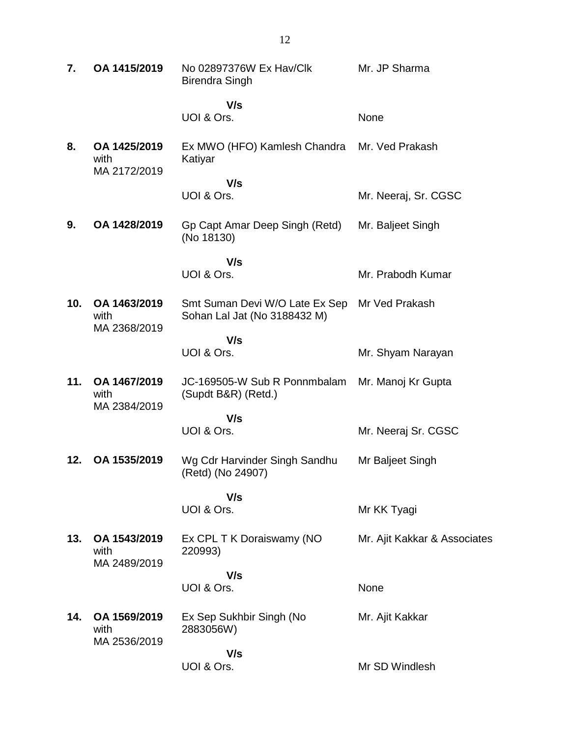| | | | |
|---|---|---|---|
| **7.** | **OA 1415/2019** | No 02897376W Ex Hav/Clk Birendra Singh | Mr. JP Sharma |
| | | **V/s** | |
| | | UOI & Ors. | None |
| **8.** | **OA 1425/2019** with MA 2172/2019 | Ex MWO (HFO) Kamlesh Chandra Katiyar | Mr. Ved Prakash |
| | | **V/s** | |
| | | UOI & Ors. | Mr. Neeraj, Sr. CGSC |
| **9.** | **OA 1428/2019** | Gp Capt Amar Deep Singh (Retd) (No 18130) | Mr. Baljeet Singh |
| | | **V/s** | |
| | | UOI & Ors. | Mr. Prabodh Kumar |
| **10.** | **OA 1463/2019** with MA 2368/2019 | Smt Suman Devi W/O Late Ex Sep Sohan Lal Jat (No 3188432 M) | Mr Ved Prakash |
| | | **V/s** | |
| | | UOI & Ors. | Mr. Shyam Narayan |
| **11.** | **OA 1467/2019** with MA 2384/2019 | JC-169505-W Sub R Ponnmbalam (Supdt B&R) (Retd.) | Mr. Manoj Kr Gupta |
| | | **V/s** | |
| | | UOI & Ors. | Mr. Neeraj Sr. CGSC |
| **12.** | **OA 1535/2019** | Wg Cdr Harvinder Singh Sandhu (Retd) (No 24907) | Mr Baljeet Singh |
| | | **V/s** | |
| | | UOI & Ors. | Mr KK Tyagi |
| **13.** | **OA 1543/2019** with MA 2489/2019 | Ex CPL T K Doraiswamy (NO 220993) | Mr. Ajit Kakkar & Associates |
| | | **V/s** | |
| | | UOI & Ors. | None |
| **14.** | **OA 1569/2019** with MA 2536/2019 | Ex Sep Sukhbir Singh (No 2883056W) | Mr. Ajit Kakkar |
| | | **V/s** | |
| | | UOI & Ors. | Mr SD Windlesh |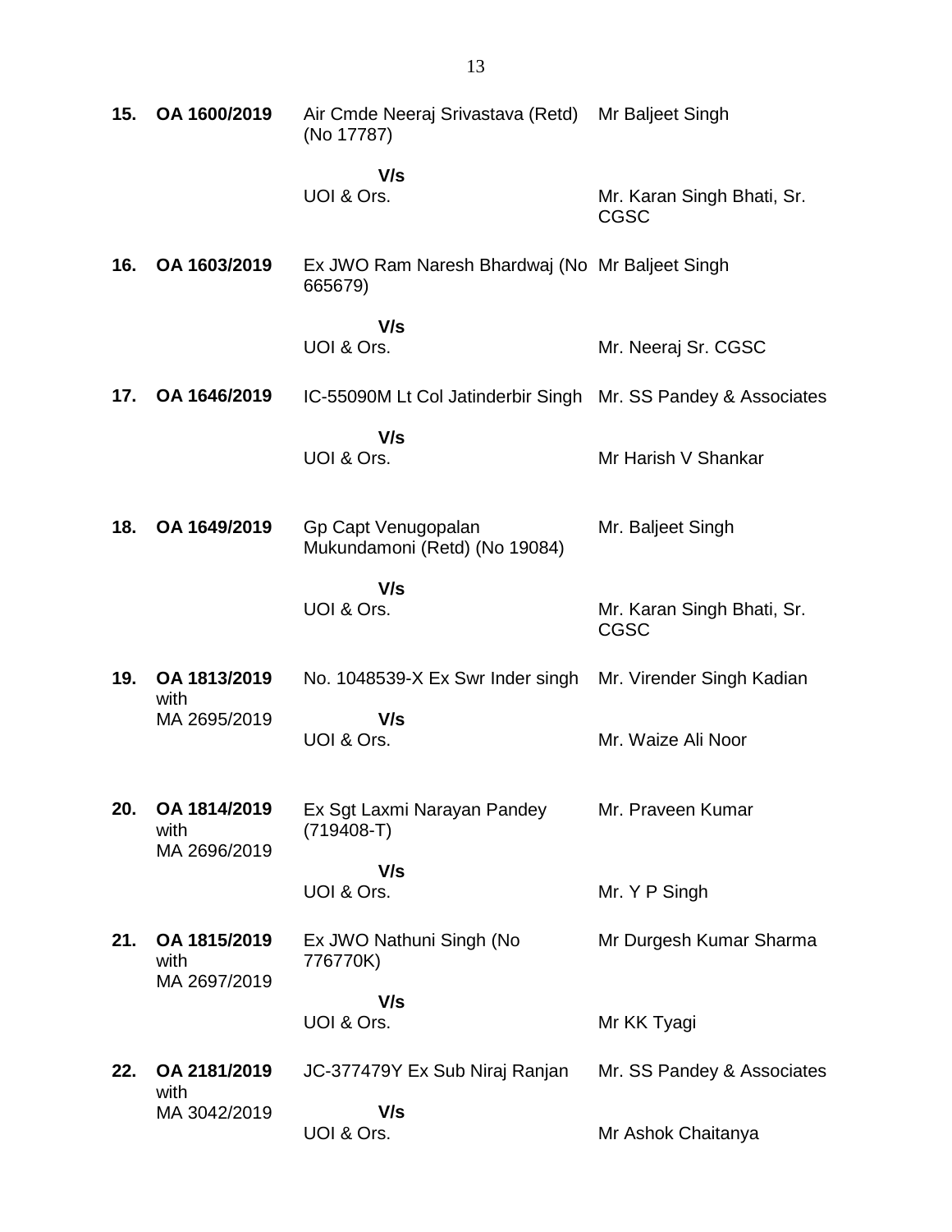| | | | |
|---|---|---|---|
| **15.** | **OA 1600/2019** | Air Cmde Neeraj Srivastava (Retd) (No 17787) | Mr Baljeet Singh |
| | | **V/s** | |
| | | UOI & Ors. | Mr. Karan Singh Bhati, Sr. CGSC |
| **16.** | **OA 1603/2019** | Ex JWO Ram Naresh Bhardwaj (No 665679) | Mr Baljeet Singh |
| | | **V/s** | |
| | | UOI & Ors. | Mr. Neeraj Sr. CGSC |
| **17.** | **OA 1646/2019** | IC-55090M Lt Col Jatinderbir Singh | Mr. SS Pandey & Associates |
| | | **V/s** | |
| | | UOI & Ors. | Mr Harish V Shankar |
| **18.** | **OA 1649/2019** | Gp Capt Venugopalan Mukundamoni (Retd) (No 19084) | Mr. Baljeet Singh |
| | | **V/s** | |
| | | UOI & Ors. | Mr. Karan Singh Bhati, Sr. CGSC |
| **19.** | **OA 1813/2019** with MA 2695/2019 | No. 1048539-X Ex Swr Inder singh | Mr. Virender Singh Kadian |
| | | **V/s** | |
| | | UOI & Ors. | Mr. Waize Ali Noor |
| **20.** | **OA 1814/2019** with MA 2696/2019 | Ex Sgt Laxmi Narayan Pandey (719408-T) | Mr. Praveen Kumar |
| | | **V/s** | |
| | | UOI & Ors. | Mr. Y P Singh |
| **21.** | **OA 1815/2019** with MA 2697/2019 | Ex JWO Nathuni Singh (No 776770K) | Mr Durgesh Kumar Sharma |
| | | **V/s** | |
| | | UOI & Ors. | Mr KK Tyagi |
| **22.** | **OA 2181/2019** with MA 3042/2019 | JC-377479Y Ex Sub Niraj Ranjan | Mr. SS Pandey & Associates |
| | | **V/s** | |
| | | UOI & Ors. | Mr Ashok Chaitanya |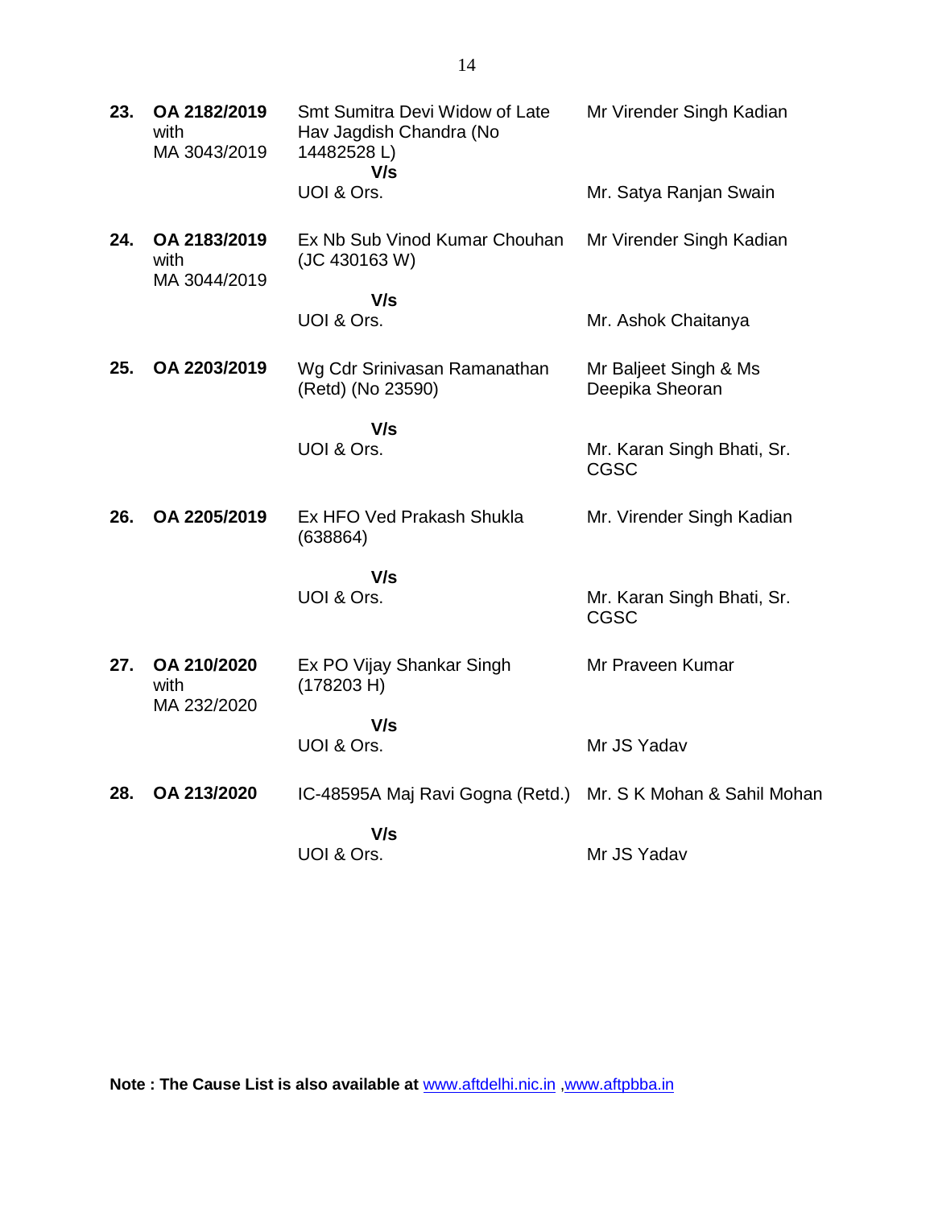| | | | |
|---|---|---|---|
| **23.** | **OA 2182/2019** with MA 3043/2019 | Smt Sumitra Devi Widow of Late Hav Jagdish Chandra (No 14482528 L) **V/s** UOI & Ors. | Mr Virender Singh Kadian<br><br>Mr. Satya Ranjan Swain |
| **24.** | **OA 2183/2019** with MA 3044/2019 | Ex Nb Sub Vinod Kumar Chouhan (JC 430163 W) **V/s** UOI & Ors. | Mr Virender Singh Kadian<br><br>Mr. Ashok Chaitanya |
| **25.** | **OA 2203/2019** | Wg Cdr Srinivasan Ramanathan (Retd) (No 23590) **V/s** UOI & Ors. | Mr Baljeet Singh & Ms Deepika Sheoran<br><br>Mr. Karan Singh Bhati, Sr. CGSC |
| **26.** | **OA 2205/2019** | Ex HFO Ved Prakash Shukla (638864) **V/s** UOI & Ors. | Mr. Virender Singh Kadian<br><br>Mr. Karan Singh Bhati, Sr. CGSC |
| **27.** | **OA 210/2020** with MA 232/2020 | Ex PO Vijay Shankar Singh (178203 H) **V/s** UOI & Ors. | Mr Praveen Kumar<br><br>Mr JS Yadav |
| **28.** | **OA 213/2020** | IC-48595A Maj Ravi Gogna (Retd.) **V/s** UOI & Ors. | Mr. S K Mohan & Sahil Mohan<br><br>Mr JS Yadav |

**Note : The Cause List is also available at** www.aftdelhi.nic.in ,www.aftpbba.in